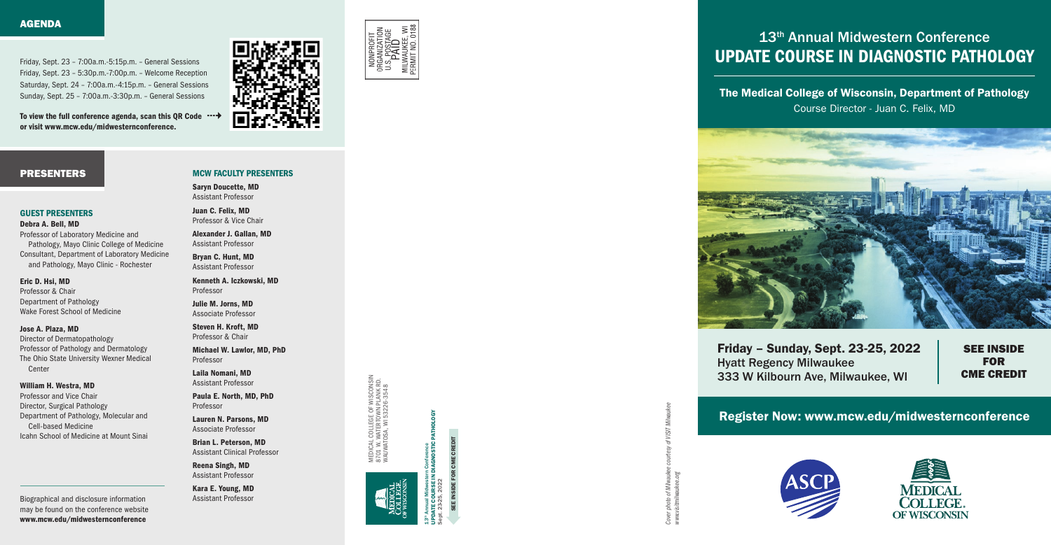## AGENDA

Friday, Sept. 23 – 7:00a.m.-5:15p.m. – General Sessions
Friday, Sept. 23 – 5:30p.m.-7:00p.m. – Welcome Reception
Saturday, Sept. 24 – 7:00a.m.-4:15p.m. – General Sessions
Sunday, Sept. 25 – 7:00a.m.-3:30p.m. – General Sessions

**To view the full conference agenda, scan this QR Code or visit www.mcw.edu/midwesternconference.**

## PRESENTERS

### GUEST PRESENTERS

**Debra A. Bell, MD**
Professor of Laboratory Medicine and Pathology, Mayo Clinic College of Medicine
Consultant, Department of Laboratory Medicine and Pathology, Mayo Clinic - Rochester

**Eric D. Hsi, MD**
Professor & Chair
Department of Pathology
Wake Forest School of Medicine

**Jose A. Plaza, MD**
Director of Dermatopathology
Professor of Pathology and Dermatology
The Ohio State University Wexner Medical Center

**William H. Westra, MD**
Professor and Vice Chair
Director, Surgical Pathology
Department of Pathology, Molecular and Cell-based Medicine
Icahn School of Medicine at Mount Sinai

Biographical and disclosure information may be found on the conference website **www.mcw.edu/midwesternconference**

### MCW FACULTY PRESENTERS

**Saryn Doucette, MD**
Assistant Professor

**Juan C. Felix, MD**
Professor & Vice Chair

**Alexander J. Gallan, MD**
Assistant Professor

**Bryan C. Hunt, MD**
Assistant Professor

**Kenneth A. Iczkowski, MD**
Professor

**Julie M. Jorns, MD**
Associate Professor

**Steven H. Kroft, MD**
Professor & Chair

**Michael W. Lawlor, MD, PhD**
Professor

**Laila Nomani, MD**
Assistant Professor

**Paula E. North, MD, PhD**
Professor

**Lauren N. Parsons, MD**
Associate Professor

**Brian L. Peterson, MD**
Assistant Clinical Professor

**Reena Singh, MD**
Assistant Professor

**Kara E. Young, MD**
Assistant Professor

NONPROFIT ORGANIZATION
U.S. POSTAGE
PAID
MILWAUKEE, WI
PERMIT NO. 0188

MEDICAL COLLEGE OF WISCONSIN
8701 W. WATERTOWN PLANK RD.
WAUWATOSA, WI 53226-3548

*13th Annual Midwestern Conference*
**UPDATE COURSE IN DIAGNOSTIC PATHOLOGY**
Sept. 23-25, 2022

**SEE INSIDE FOR CME CREDIT**

*Cover photo of Milwaukee courtesy of VISIT Milwaukee www.visitmilwaukee.org*

# 13th Annual Midwestern Conference UPDATE COURSE IN DIAGNOSTIC PATHOLOGY

**The Medical College of Wisconsin, Department of Pathology**
Course Director - Juan C. Felix, MD

**Friday – Sunday, Sept. 23-25, 2022**
Hyatt Regency Milwaukee
333 W Kilbourn Ave, Milwaukee, WI

**SEE INSIDE FOR CME CREDIT**

**Register Now: www.mcw.edu/midwesternconference**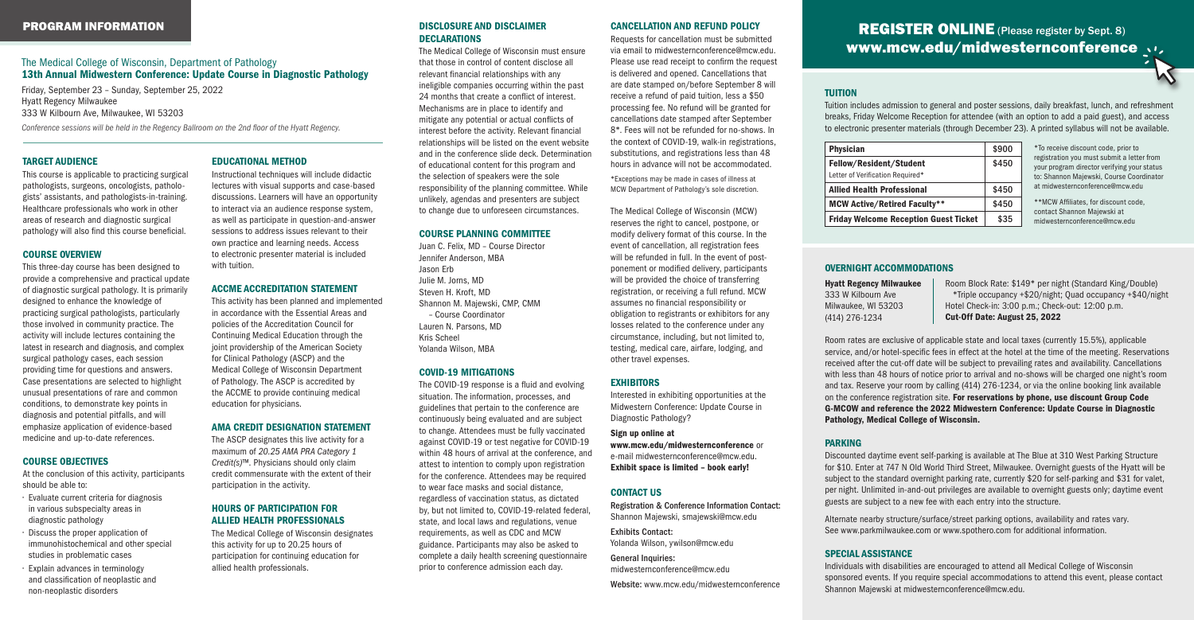# PROGRAM INFORMATION

The Medical College of Wisconsin, Department of Pathology

**13th Annual Midwestern Conference: Update Course in Diagnostic Pathology**

Friday, September 23 – Sunday, September 25, 2022
Hyatt Regency Milwaukee
333 W Kilbourn Ave, Milwaukee, WI 53203

*Conference sessions will be held in the Regency Ballroom on the 2nd floor of the Hyatt Regency.*

## TARGET AUDIENCE

This course is applicable to practicing surgical pathologists, surgeons, oncologists, pathologists' assistants, and pathologists-in-training. Healthcare professionals who work in other areas of research and diagnostic surgical pathology will also find this course beneficial.

## COURSE OVERVIEW

This three-day course has been designed to provide a comprehensive and practical update of diagnostic surgical pathology. It is primarily designed to enhance the knowledge of practicing surgical pathologists, particularly those involved in community practice. The activity will include lectures containing the latest in research and diagnosis, and complex surgical pathology cases, each session providing time for questions and answers. Case presentations are selected to highlight unusual presentations of rare and common conditions, to demonstrate key points in diagnosis and potential pitfalls, and will emphasize application of evidence-based medicine and up-to-date references.

## COURSE OBJECTIVES

At the conclusion of this activity, participants should be able to:

- Evaluate current criteria for diagnosis in various subspecialty areas in diagnostic pathology
- Discuss the proper application of immunohistochemical and other special studies in problematic cases
- Explain advances in terminology and classification of neoplastic and non-neoplastic disorders

## EDUCATIONAL METHOD

Instructional techniques will include didactic lectures with visual supports and case-based discussions. Learners will have an opportunity to interact via an audience response system, as well as participate in question-and-answer sessions to address issues relevant to their own practice and learning needs. Access to electronic presenter material is included with tuition.

## ACCME ACCREDITATION STATEMENT

This activity has been planned and implemented in accordance with the Essential Areas and policies of the Accreditation Council for Continuing Medical Education through the joint providership of the American Society for Clinical Pathology (ASCP) and the Medical College of Wisconsin Department of Pathology. The ASCP is accredited by the ACCME to provide continuing medical education for physicians.

## AMA CREDIT DESIGNATION STATEMENT

The ASCP designates this live activity for a maximum of *20.25 AMA PRA Category 1 Credit(s)*™. Physicians should only claim credit commensurate with the extent of their participation in the activity.

## HOURS OF PARTICIPATION FOR ALLIED HEALTH PROFESSIONALS

The Medical College of Wisconsin designates this activity for up to 20.25 hours of participation for continuing education for allied health professionals.

## DISCLOSURE AND DISCLAIMER DECLARATIONS

The Medical College of Wisconsin must ensure that those in control of content disclose all relevant financial relationships with any ineligible companies occurring within the past 24 months that create a conflict of interest. Mechanisms are in place to identify and mitigate any potential or actual conflicts of interest before the activity. Relevant financial relationships will be listed on the event website and in the conference slide deck. Determination of educational content for this program and the selection of speakers were the sole responsibility of the planning committee. While unlikely, agendas and presenters are subject to change due to unforeseen circumstances.

## COURSE PLANNING COMMITTEE

Juan C. Felix, MD – Course Director
Jennifer Anderson, MBA
Jason Erb
Julie M. Jorns, MD
Steven H. Kroft, MD
Shannon M. Majewski, CMP, CMM – Course Coordinator
Lauren N. Parsons, MD
Kris Scheel
Yolanda Wilson, MBA

## COVID-19 MITIGATIONS

The COVID-19 response is a fluid and evolving situation. The information, processes, and guidelines that pertain to the conference are continuously being evaluated and are subject to change. Attendees must be fully vaccinated against COVID-19 or test negative for COVID-19 within 48 hours of arrival at the conference, and attest to intention to comply upon registration for the conference. Attendees may be required to wear face masks and social distance, regardless of vaccination status, as dictated by, but not limited to, COVID-19-related federal, state, and local laws and regulations, venue requirements, as well as CDC and MCW guidance. Participants may also be asked to complete a daily health screening questionnaire prior to conference admission each day.

## CANCELLATION AND REFUND POLICY

Requests for cancellation must be submitted via email to midwesternconference@mcw.edu. Please use read receipt to confirm the request is delivered and opened. Cancellations that are date stamped on/before September 8 will receive a refund of paid tuition, less a $50 processing fee. No refund will be granted for cancellations date stamped after September 8*. Fees will not be refunded for no-shows. In the context of COVID-19, walk-in registrations, substitutions, and registrations less than 48 hours in advance will not be accommodated.

*Exceptions may be made in cases of illness at MCW Department of Pathology's sole discretion.

The Medical College of Wisconsin (MCW) reserves the right to cancel, postpone, or modify delivery format of this course. In the event of cancellation, all registration fees will be refunded in full. In the event of postponement or modified delivery, participants will be provided the choice of transferring registration, or receiving a full refund. MCW assumes no financial responsibility or obligation to registrants or exhibitors for any losses related to the conference under any circumstance, including, but not limited to, testing, medical care, airfare, lodging, and other travel expenses.

## EXHIBITORS

Interested in exhibiting opportunities at the Midwestern Conference: Update Course in Diagnostic Pathology?

**Sign up online at www.mcw.edu/midwesternconference** or e-mail midwesternconference@mcw.edu. **Exhibit space is limited – book early!**

## CONTACT US

**Registration & Conference Information Contact:**
Shannon Majewski, smajewski@mcw.edu

**Exhibits Contact:**
Yolanda Wilson, ywilson@mcw.edu

**General Inquiries:**
midwesternconference@mcw.edu

**Website:** www.mcw.edu/midwesternconference

# REGISTER ONLINE (Please register by Sept. 8) www.mcw.edu/midwesternconference

## TUITION

Tuition includes admission to general and poster sessions, daily breakfast, lunch, and refreshment breaks, Friday Welcome Reception for attendee (with an option to add a paid guest), and access to electronic presenter materials (through December 23). A printed syllabus will not be available.

| | |
|---|---|
| **Physician** | $900 |
| **Fellow/Resident/Student** Letter of Verification Required* | $450 |
| **Allied Health Professional** | $450 |
| **MCW Active/Retired Faculty**** | $450 |
| **Friday Welcome Reception Guest Ticket** | $35 |

*To receive discount code, prior to registration you must submit a letter from your program director verifying your status to: Shannon Majewski, Course Coordinator at midwesternconference@mcw.edu

**MCW Affiliates, for discount code, contact Shannon Majewski at midwesternconference@mcw.edu

## OVERNIGHT ACCOMMODATIONS

**Hyatt Regency Milwaukee**
333 W Kilbourn Ave
Milwaukee, WI 53203
(414) 276-1234

Room Block Rate: $149* per night (Standard King/Double)
*Triple occupancy +$20/night; Quad occupancy +$40/night
Hotel Check-in: 3:00 p.m.; Check-out: 12:00 p.m.
**Cut-Off Date: August 25, 2022**

Room rates are exclusive of applicable state and local taxes (currently 15.5%), applicable service, and/or hotel-specific fees in effect at the hotel at the time of the meeting. Reservations received after the cut-off date will be subject to prevailing rates and availability. Cancellations with less than 48 hours of notice prior to arrival and no-shows will be charged one night's room and tax. Reserve your room by calling (414) 276-1234, or via the online booking link available on the conference registration site. **For reservations by phone, use discount Group Code G-MCOW and reference the 2022 Midwestern Conference: Update Course in Diagnostic Pathology, Medical College of Wisconsin.**

## PARKING

Discounted daytime event self-parking is available at The Blue at 310 West Parking Structure for $10. Enter at 747 N Old World Third Street, Milwaukee. Overnight guests of the Hyatt will be subject to the standard overnight parking rate, currently $20 for self-parking and $31 for valet, per night. Unlimited in-and-out privileges are available to overnight guests only; daytime event guests are subject to a new fee with each entry into the structure.

Alternate nearby structure/surface/street parking options, availability and rates vary. See www.parkmilwaukee.com or www.spothero.com for additional information.

## SPECIAL ASSISTANCE

Individuals with disabilities are encouraged to attend all Medical College of Wisconsin sponsored events. If you require special accommodations to attend this event, please contact Shannon Majewski at midwesternconference@mcw.edu.